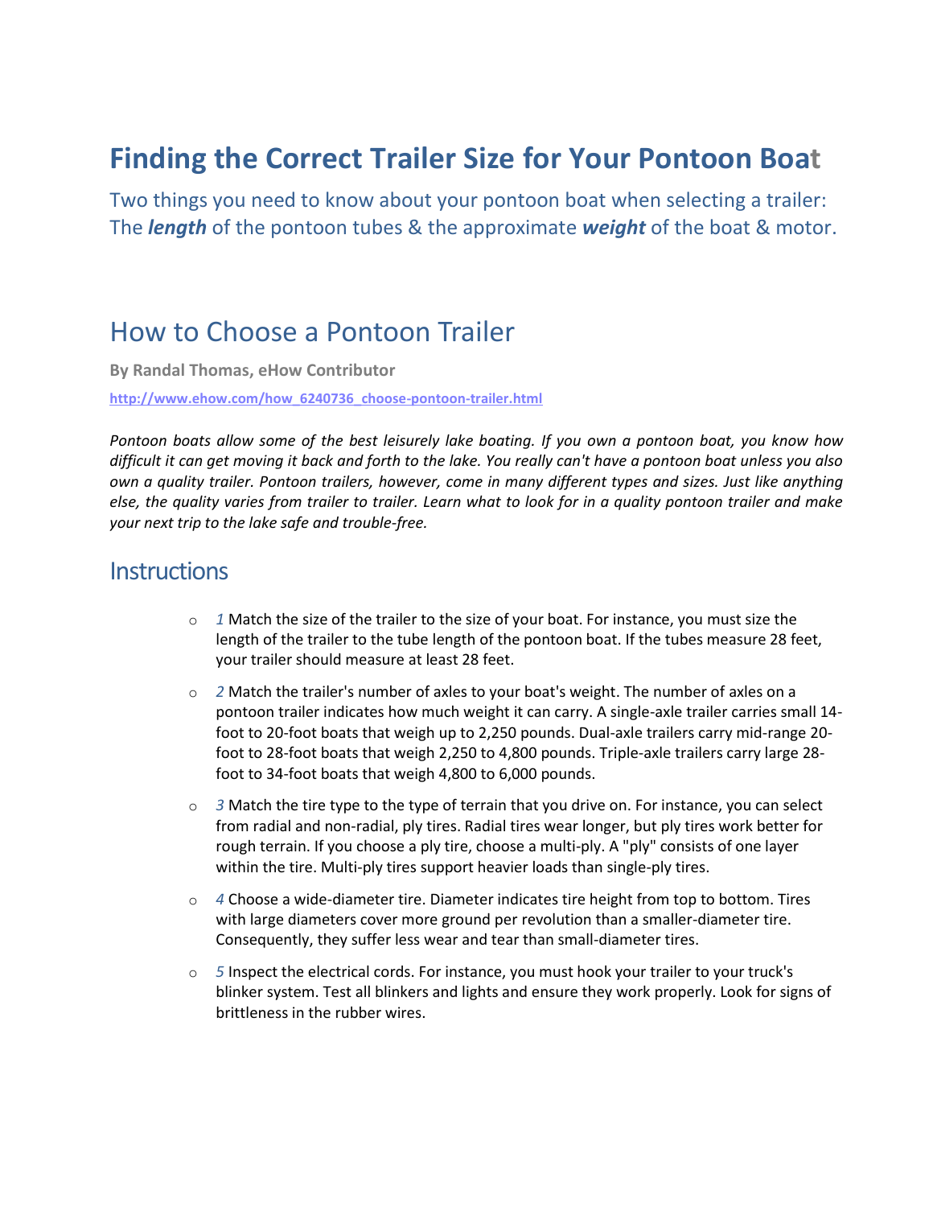# Finding the Correct Trailer Size for Your Pontoon Boat

Two things you need to know about your pontoon boat when selecting a trailer: The ***length*** of the pontoon tubes & the approximate ***weight*** of the boat & motor.

## How to Choose a Pontoon Trailer

**By Randal Thomas, eHow Contributor**

[http://www.ehow.com/how_6240736_choose-pontoon-trailer.html](http://www.ehow.com/how_6240736_choose-pontoon-trailer.html)

*Pontoon boats allow some of the best leisurely lake boating. If you own a pontoon boat, you know how difficult it can get moving it back and forth to the lake. You really can't have a pontoon boat unless you also own a quality trailer. Pontoon trailers, however, come in many different types and sizes. Just like anything else, the quality varies from trailer to trailer. Learn what to look for in a quality pontoon trailer and make your next trip to the lake safe and trouble-free.*

### Instructions

- *1* Match the size of the trailer to the size of your boat. For instance, you must size the length of the trailer to the tube length of the pontoon boat. If the tubes measure 28 feet, your trailer should measure at least 28 feet.
- *2* Match the trailer's number of axles to your boat's weight. The number of axles on a pontoon trailer indicates how much weight it can carry. A single-axle trailer carries small 14-foot to 20-foot boats that weigh up to 2,250 pounds. Dual-axle trailers carry mid-range 20-foot to 28-foot boats that weigh 2,250 to 4,800 pounds. Triple-axle trailers carry large 28-foot to 34-foot boats that weigh 4,800 to 6,000 pounds.
- *3* Match the tire type to the type of terrain that you drive on. For instance, you can select from radial and non-radial, ply tires. Radial tires wear longer, but ply tires work better for rough terrain. If you choose a ply tire, choose a multi-ply. A "ply" consists of one layer within the tire. Multi-ply tires support heavier loads than single-ply tires.
- *4* Choose a wide-diameter tire. Diameter indicates tire height from top to bottom. Tires with large diameters cover more ground per revolution than a smaller-diameter tire. Consequently, they suffer less wear and tear than small-diameter tires.
- *5* Inspect the electrical cords. For instance, you must hook your trailer to your truck's blinker system. Test all blinkers and lights and ensure they work properly. Look for signs of brittleness in the rubber wires.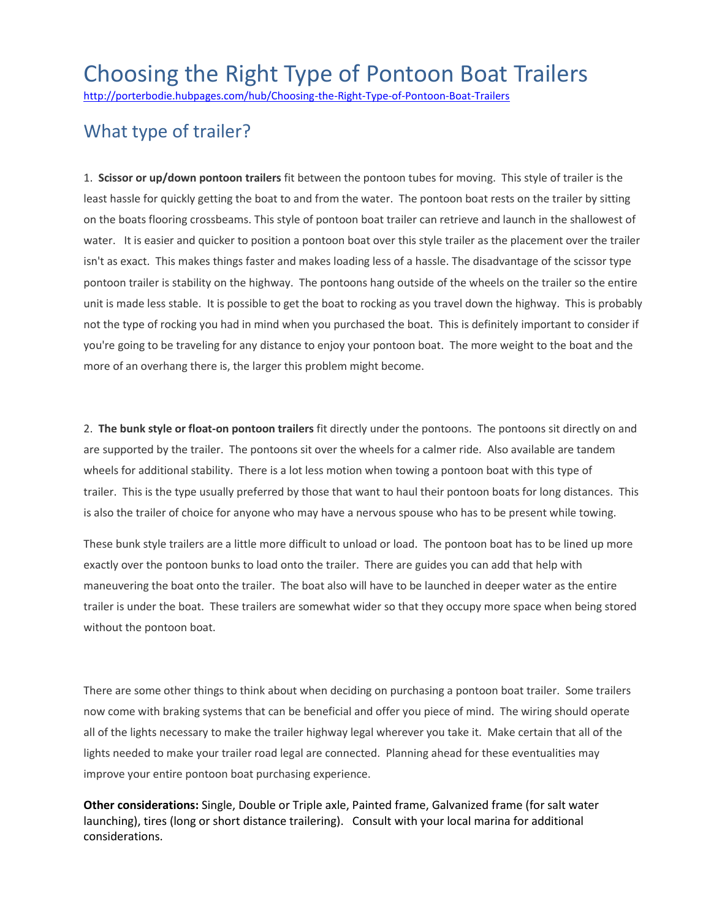# Choosing the Right Type of Pontoon Boat Trailers

http://porterbodie.hubpages.com/hub/Choosing-the-Right-Type-of-Pontoon-Boat-Trailers

## What type of trailer?

1. **Scissor or up/down pontoon trailers** fit between the pontoon tubes for moving. This style of trailer is the least hassle for quickly getting the boat to and from the water. The pontoon boat rests on the trailer by sitting on the boats flooring crossbeams. This style of pontoon boat trailer can retrieve and launch in the shallowest of water. It is easier and quicker to position a pontoon boat over this style trailer as the placement over the trailer isn't as exact. This makes things faster and makes loading less of a hassle. The disadvantage of the scissor type pontoon trailer is stability on the highway. The pontoons hang outside of the wheels on the trailer so the entire unit is made less stable. It is possible to get the boat to rocking as you travel down the highway. This is probably not the type of rocking you had in mind when you purchased the boat. This is definitely important to consider if you're going to be traveling for any distance to enjoy your pontoon boat. The more weight to the boat and the more of an overhang there is, the larger this problem might become.

2. **The bunk style or float-on pontoon trailers** fit directly under the pontoons. The pontoons sit directly on and are supported by the trailer. The pontoons sit over the wheels for a calmer ride. Also available are tandem wheels for additional stability. There is a lot less motion when towing a pontoon boat with this type of trailer. This is the type usually preferred by those that want to haul their pontoon boats for long distances. This is also the trailer of choice for anyone who may have a nervous spouse who has to be present while towing.

These bunk style trailers are a little more difficult to unload or load. The pontoon boat has to be lined up more exactly over the pontoon bunks to load onto the trailer. There are guides you can add that help with maneuvering the boat onto the trailer. The boat also will have to be launched in deeper water as the entire trailer is under the boat. These trailers are somewhat wider so that they occupy more space when being stored without the pontoon boat.

There are some other things to think about when deciding on purchasing a pontoon boat trailer. Some trailers now come with braking systems that can be beneficial and offer you piece of mind. The wiring should operate all of the lights necessary to make the trailer highway legal wherever you take it. Make certain that all of the lights needed to make your trailer road legal are connected. Planning ahead for these eventualities may improve your entire pontoon boat purchasing experience.

**Other considerations:** Single, Double or Triple axle, Painted frame, Galvanized frame (for salt water launching), tires (long or short distance trailering). Consult with your local marina for additional considerations.